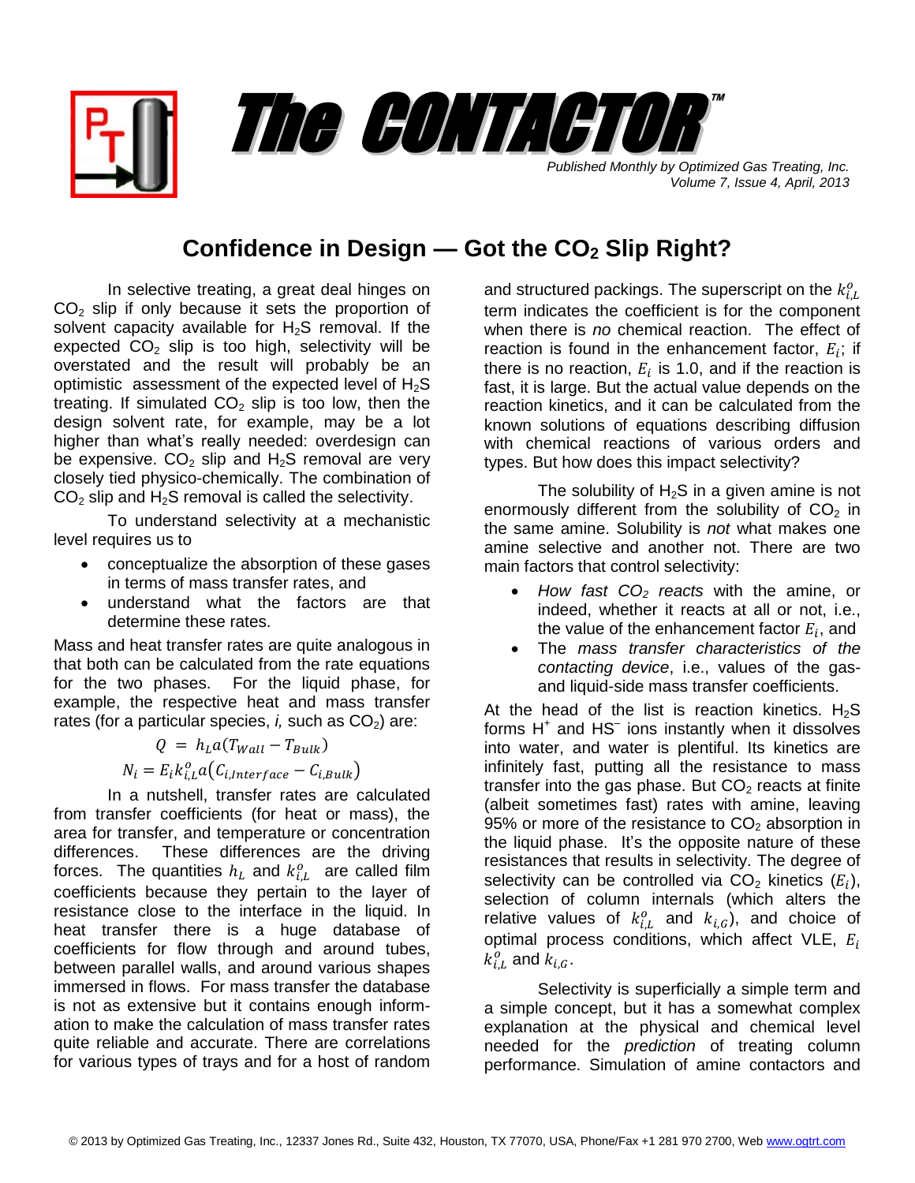# The CONTACTOR™

*Published Monthly by Optimized Gas Treating, Inc.*
*Volume 7, Issue 4, April, 2013*

## Confidence in Design — Got the $CO_2$ Slip Right?

In selective treating, a great deal hinges on $CO_2$ slip if only because it sets the proportion of solvent capacity available for $H_2S$ removal. If the expected $CO_2$ slip is too high, selectivity will be overstated and the result will probably be an optimistic assessment of the expected level of $H_2S$ treating. If simulated $CO_2$ slip is too low, then the design solvent rate, for example, may be a lot higher than what's really needed: overdesign can be expensive. $CO_2$ slip and $H_2S$ removal are very closely tied physico-chemically. The combination of $CO_2$ slip and $H_2S$ removal is called the selectivity.

To understand selectivity at a mechanistic level requires us to

- conceptualize the absorption of these gases in terms of mass transfer rates, and
- understand what the factors are that determine these rates.

Mass and heat transfer rates are quite analogous in that both can be calculated from the rate equations for the two phases. For the liquid phase, for example, the respective heat and mass transfer rates (for a particular species, *i,* such as $CO_2$) are:

$$Q = h_L a(T_{Wall} - T_{Bulk})$$

$$N_i = E_i k_{i,L}^o a(C_{i,Interface} - C_{i,Bulk})$$

In a nutshell, transfer rates are calculated from transfer coefficients (for heat or mass), the area for transfer, and temperature or concentration differences. These differences are the driving forces. The quantities $h_L$ and $k_{i,L}^o$ are called film coefficients because they pertain to the layer of resistance close to the interface in the liquid. In heat transfer there is a huge database of coefficients for flow through and around tubes, between parallel walls, and around various shapes immersed in flows. For mass transfer the database is not as extensive but it contains enough information to make the calculation of mass transfer rates quite reliable and accurate. There are correlations for various types of trays and for a host of random and structured packings. The superscript on the $k_{i,L}^o$ term indicates the coefficient is for the component when there is *no* chemical reaction. The effect of reaction is found in the enhancement factor, $E_i$; if there is no reaction, $E_i$ is 1.0, and if the reaction is fast, it is large. But the actual value depends on the reaction kinetics, and it can be calculated from the known solutions of equations describing diffusion with chemical reactions of various orders and types. But how does this impact selectivity?

The solubility of $H_2S$ in a given amine is not enormously different from the solubility of $CO_2$ in the same amine. Solubility is *not* what makes one amine selective and another not. There are two main factors that control selectivity:

- *How fast $CO_2$ reacts* with the amine, or indeed, whether it reacts at all or not, i.e., the value of the enhancement factor $E_i$, and
- The *mass transfer characteristics of the contacting device*, i.e., values of the gas- and liquid-side mass transfer coefficients.

At the head of the list is reaction kinetics. $H_2S$ forms $H^+$ and $HS^-$ ions instantly when it dissolves into water, and water is plentiful. Its kinetics are infinitely fast, putting all the resistance to mass transfer into the gas phase. But $CO_2$ reacts at finite (albeit sometimes fast) rates with amine, leaving 95% or more of the resistance to $CO_2$ absorption in the liquid phase. It's the opposite nature of these resistances that results in selectivity. The degree of selectivity can be controlled via $CO_2$ kinetics ($E_i$), selection of column internals (which alters the relative values of $k_{i,L}^o$ and $k_{i,G}$), and choice of optimal process conditions, which affect VLE, $E_i$ $k_{i,L}^o$ and $k_{i,G}$.

Selectivity is superficially a simple term and a simple concept, but it has a somewhat complex explanation at the physical and chemical level needed for the *prediction* of treating column performance. Simulation of amine contactors and

© 2013 by Optimized Gas Treating, Inc., 12337 Jones Rd., Suite 432, Houston, TX 77070, USA, Phone/Fax +1 281 970 2700, Web www.ogtrt.com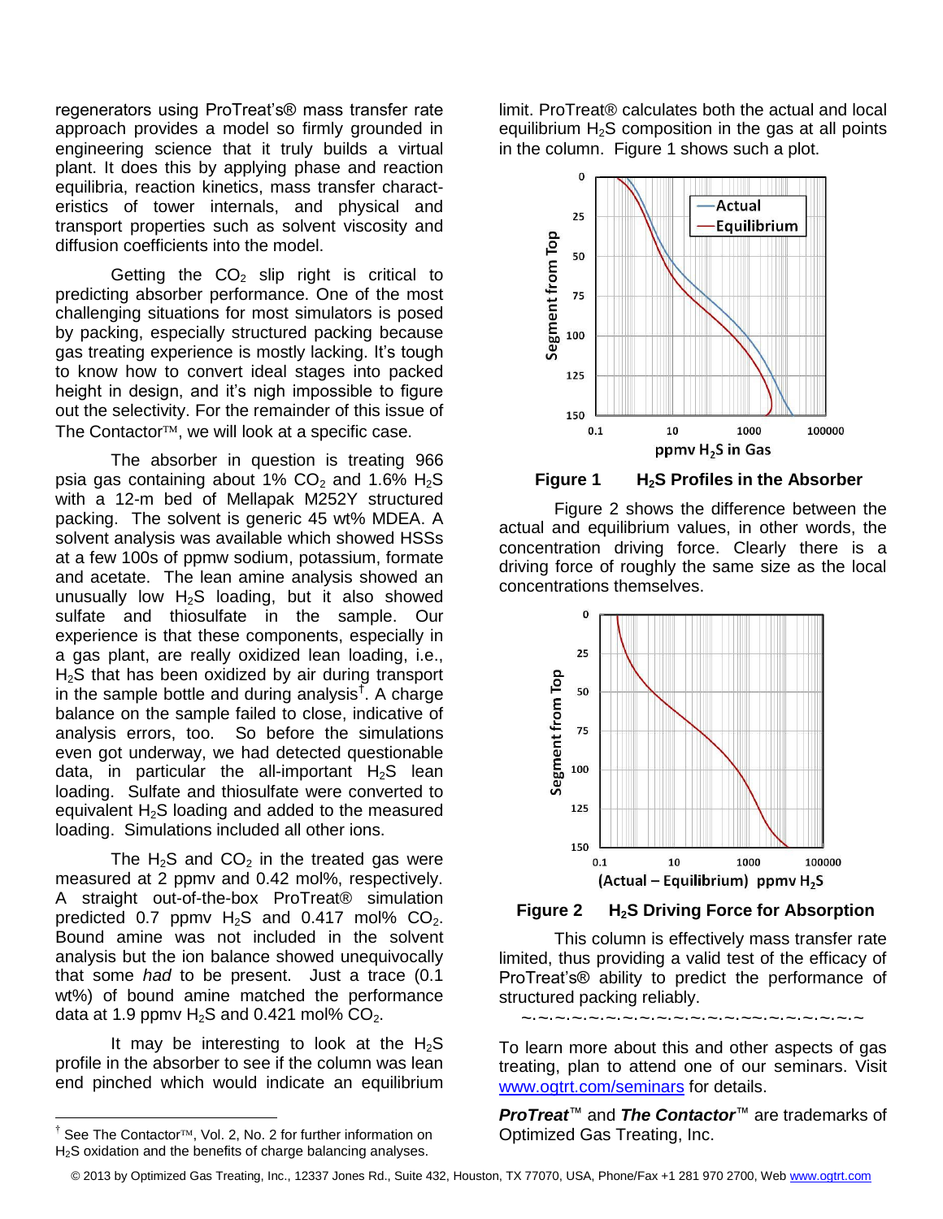regenerators using ProTreat's® mass transfer rate approach provides a model so firmly grounded in engineering science that it truly builds a virtual plant. It does this by applying phase and reaction equilibria, reaction kinetics, mass transfer characteristics of tower internals, and physical and transport properties such as solvent viscosity and diffusion coefficients into the model.

Getting the $CO_2$ slip right is critical to predicting absorber performance. One of the most challenging situations for most simulators is posed by packing, especially structured packing because gas treating experience is mostly lacking. It's tough to know how to convert ideal stages into packed height in design, and it's nigh impossible to figure out the selectivity. For the remainder of this issue of The Contactor™, we will look at a specific case.

The absorber in question is treating 966 psia gas containing about 1% $CO_2$ and 1.6% $H_2S$ with a 12-m bed of Mellapak M252Y structured packing. The solvent is generic 45 wt% MDEA. A solvent analysis was available which showed HSSs at a few 100s of ppmw sodium, potassium, formate and acetate. The lean amine analysis showed an unusually low $H_2S$ loading, but it also showed sulfate and thiosulfate in the sample. Our experience is that these components, especially in a gas plant, are really oxidized lean loading, i.e., $H_2S$ that has been oxidized by air during transport in the sample bottle and during analysis[†]. A charge balance on the sample failed to close, indicative of analysis errors, too. So before the simulations even got underway, we had detected questionable data, in particular the all-important $H_2S$ lean loading. Sulfate and thiosulfate were converted to equivalent $H_2S$ loading and added to the measured loading. Simulations included all other ions.

The $H_2S$ and $CO_2$ in the treated gas were measured at 2 ppmv and 0.42 mol%, respectively. A straight out-of-the-box ProTreat® simulation predicted 0.7 ppmv $H_2S$ and 0.417 mol% $CO_2$. Bound amine was not included in the solvent analysis but the ion balance showed unequivocally that some *had* to be present. Just a trace (0.1 wt%) of bound amine matched the performance data at 1.9 ppmv $H_2S$ and 0.421 mol% $CO_2$.

It may be interesting to look at the $H_2S$ profile in the absorber to see if the column was lean end pinched which would indicate an equilibrium limit. ProTreat® calculates both the actual and local equilibrium $H_2S$ composition in the gas at all points in the column. Figure 1 shows such a plot.

Segment from Top
0
25
50
75
100
125
150
0.1
10
1000
100000
ppmv $H_2S$ in Gas
Actual
Equilibrium

**Figure 1 $H_2S$ Profiles in the Absorber**

Figure 2 shows the difference between the actual and equilibrium values, in other words, the concentration driving force. Clearly there is a driving force of roughly the same size as the local concentrations themselves.

Segment from Top
0
25
50
75
100
125
150
0.1
10
1000
100000
(Actual – Equilibrium) ppmv $H_2S$

**Figure 2 $H_2S$ Driving Force for Absorption**

This column is effectively mass transfer rate limited, thus providing a valid test of the efficacy of ProTreat's® ability to predict the performance of structured packing reliably.

~.~.~.~.~.~.~.~.~.~.~.~.~.~~.~.~.~.~.~.~.~

To learn more about this and other aspects of gas treating, plan to attend one of our seminars. Visit www.ogtrt.com/seminars for details.

***ProTreat***™ and ***The Contactor***™ are trademarks of Optimized Gas Treating, Inc.

[†] See The Contactor™, Vol. 2, No. 2 for further information on $H_2S$ oxidation and the benefits of charge balancing analyses.

© 2013 by Optimized Gas Treating, Inc., 12337 Jones Rd., Suite 432, Houston, TX 77070, USA, Phone/Fax +1 281 970 2700, Web www.ogtrt.com